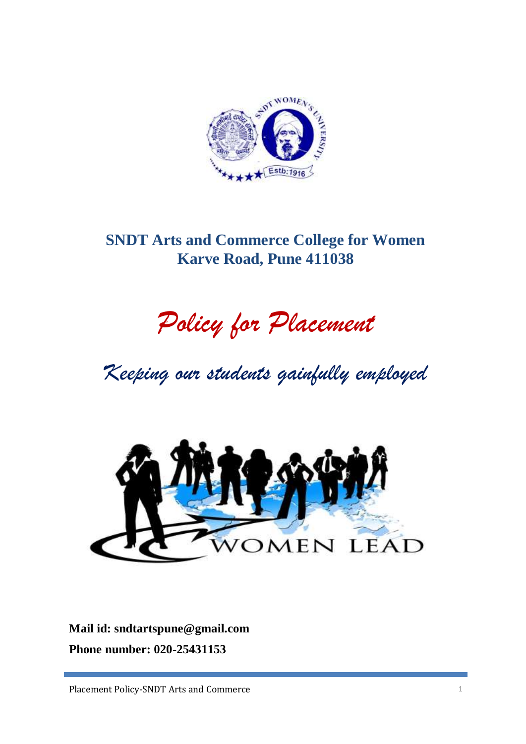# SNDT Arts and Commerce College for Women
## Karve Road, Pune 411038

# *Policy for Placement*

## *Keeping our students gainfully employed*

**Mail id: sndtartspune@gmail.com**

**Phone number: 020-25431153**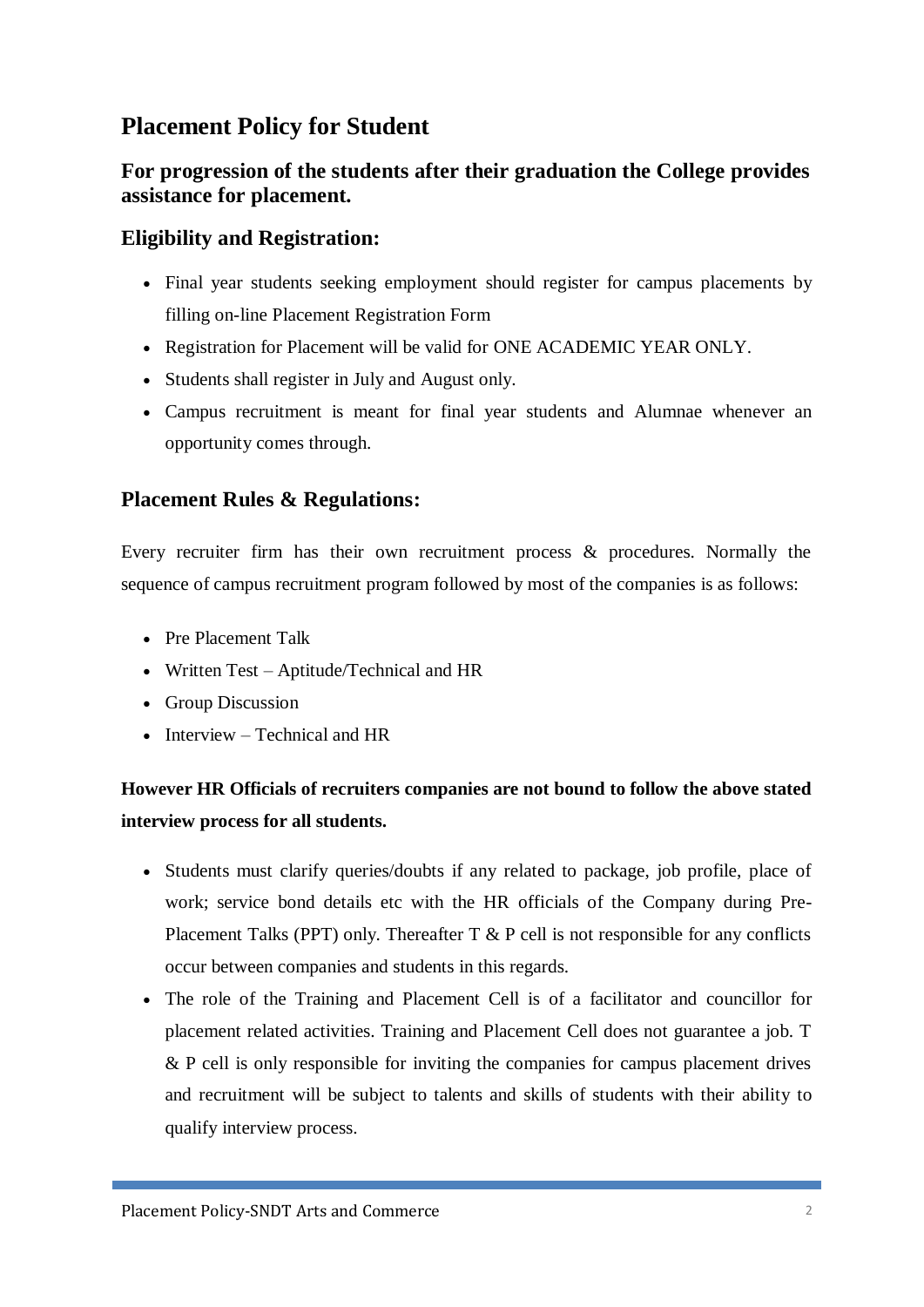## Placement Policy for Student

### For progression of the students after their graduation the College provides assistance for placement.

### Eligibility and Registration:

- Final year students seeking employment should register for campus placements by filling on-line Placement Registration Form
- Registration for Placement will be valid for ONE ACADEMIC YEAR ONLY.
- Students shall register in July and August only.
- Campus recruitment is meant for final year students and Alumnae whenever an opportunity comes through.

### Placement Rules & Regulations:

Every recruiter firm has their own recruitment process & procedures. Normally the sequence of campus recruitment program followed by most of the companies is as follows:

- Pre Placement Talk
- Written Test – Aptitude/Technical and HR
- Group Discussion
- Interview – Technical and HR

**However HR Officials of recruiters companies are not bound to follow the above stated interview process for all students.**

- Students must clarify queries/doubts if any related to package, job profile, place of work; service bond details etc with the HR officials of the Company during Pre-Placement Talks (PPT) only. Thereafter T & P cell is not responsible for any conflicts occur between companies and students in this regards.
- The role of the Training and Placement Cell is of a facilitator and councillor for placement related activities. Training and Placement Cell does not guarantee a job. T & P cell is only responsible for inviting the companies for campus placement drives and recruitment will be subject to talents and skills of students with their ability to qualify interview process.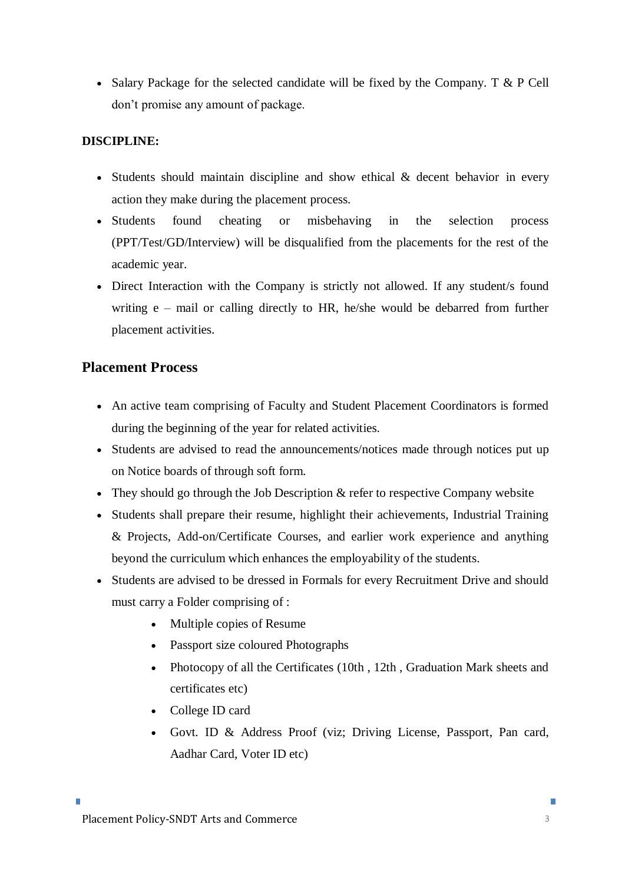- Salary Package for the selected candidate will be fixed by the Company. T & P Cell don't promise any amount of package.

**DISCIPLINE:**

- Students should maintain discipline and show ethical & decent behavior in every action they make during the placement process.
- Students found cheating or misbehaving in the selection process (PPT/Test/GD/Interview) will be disqualified from the placements for the rest of the academic year.
- Direct Interaction with the Company is strictly not allowed. If any student/s found writing e – mail or calling directly to HR, he/she would be debarred from further placement activities.

## Placement Process

- An active team comprising of Faculty and Student Placement Coordinators is formed during the beginning of the year for related activities.
- Students are advised to read the announcements/notices made through notices put up on Notice boards of through soft form.
- They should go through the Job Description & refer to respective Company website
- Students shall prepare their resume, highlight their achievements, Industrial Training & Projects, Add-on/Certificate Courses, and earlier work experience and anything beyond the curriculum which enhances the employability of the students.
- Students are advised to be dressed in Formals for every Recruitment Drive and should must carry a Folder comprising of :
    - Multiple copies of Resume
    - Passport size coloured Photographs
    - Photocopy of all the Certificates (10th , 12th , Graduation Mark sheets and certificates etc)
    - College ID card
    - Govt. ID & Address Proof (viz; Driving License, Passport, Pan card, Aadhar Card, Voter ID etc)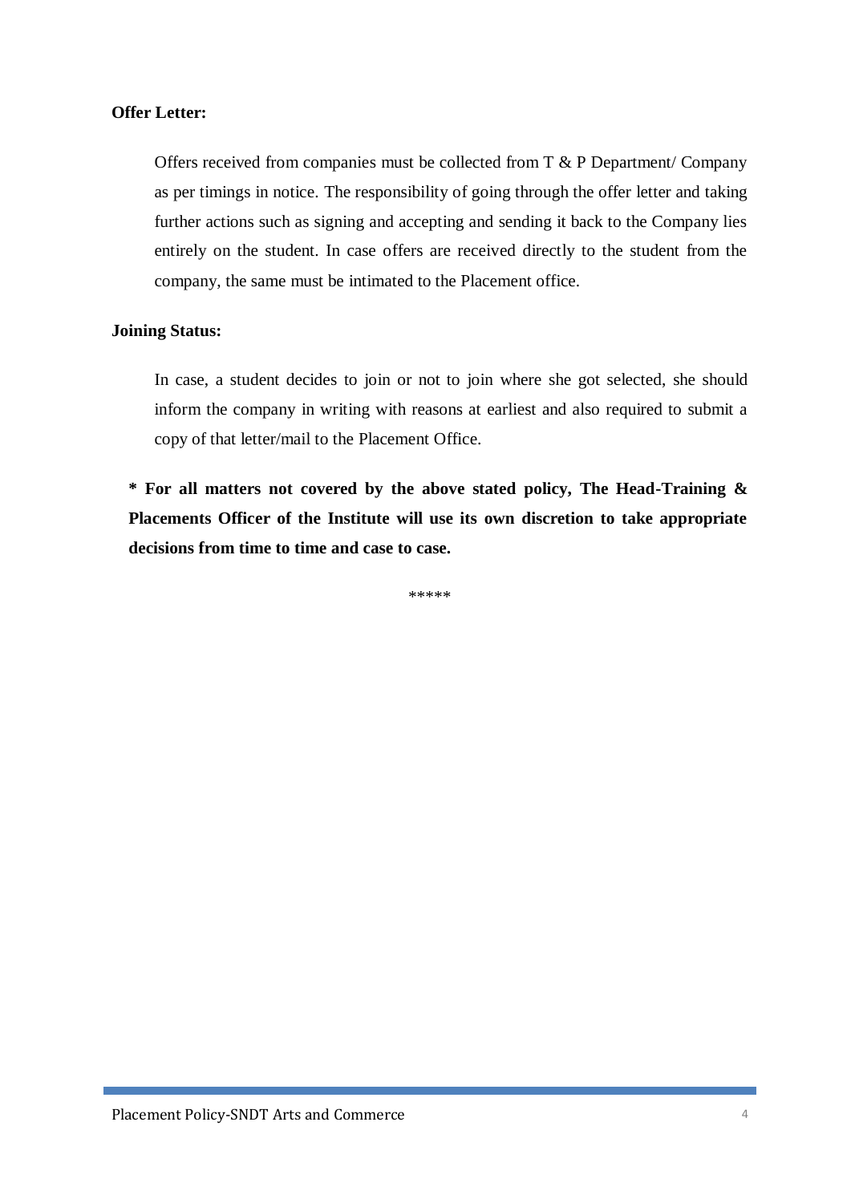**Offer Letter:**

Offers received from companies must be collected from T & P Department/ Company as per timings in notice. The responsibility of going through the offer letter and taking further actions such as signing and accepting and sending it back to the Company lies entirely on the student. In case offers are received directly to the student from the company, the same must be intimated to the Placement office.

**Joining Status:**

In case, a student decides to join or not to join where she got selected, she should inform the company in writing with reasons at earliest and also required to submit a copy of that letter/mail to the Placement Office.

**\* For all matters not covered by the above stated policy, The Head-Training & Placements Officer of the Institute will use its own discretion to take appropriate decisions from time to time and case to case.**

*****